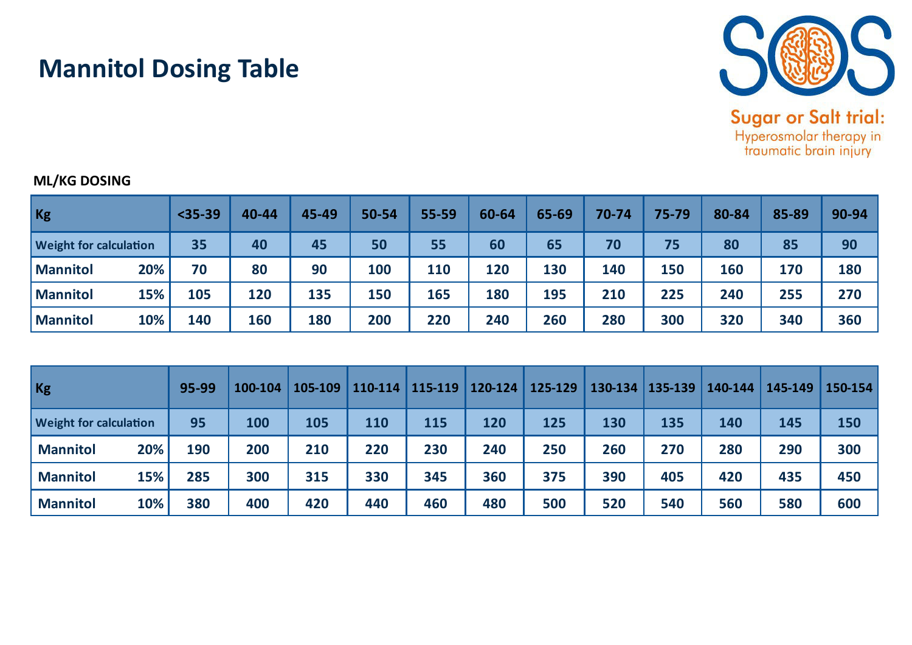# Mannitol Dosing Table

Sugar or Salt trial:
Hyperosmolar therapy in traumatic brain injury

**ML/KG DOSING**

| Kg | <35-39 | 40-44 | 45-49 | 50-54 | 55-59 | 60-64 | 65-69 | 70-74 | 75-79 | 80-84 | 85-89 | 90-94 |
|---|---|---|---|---|---|---|---|---|---|---|---|---|
| Weight for calculation | 35 | 40 | 45 | 50 | 55 | 60 | 65 | 70 | 75 | 80 | 85 | 90 |
| Mannitol 20% | 70 | 80 | 90 | 100 | 110 | 120 | 130 | 140 | 150 | 160 | 170 | 180 |
| Mannitol 15% | 105 | 120 | 135 | 150 | 165 | 180 | 195 | 210 | 225 | 240 | 255 | 270 |
| Mannitol 10% | 140 | 160 | 180 | 200 | 220 | 240 | 260 | 280 | 300 | 320 | 340 | 360 |

| Kg | 95-99 | 100-104 | 105-109 | 110-114 | 115-119 | 120-124 | 125-129 | 130-134 | 135-139 | 140-144 | 145-149 | 150-154 |
|---|---|---|---|---|---|---|---|---|---|---|---|---|
| Weight for calculation | 95 | 100 | 105 | 110 | 115 | 120 | 125 | 130 | 135 | 140 | 145 | 150 |
| Mannitol 20% | 190 | 200 | 210 | 220 | 230 | 240 | 250 | 260 | 270 | 280 | 290 | 300 |
| Mannitol 15% | 285 | 300 | 315 | 330 | 345 | 360 | 375 | 390 | 405 | 420 | 435 | 450 |
| Mannitol 10% | 380 | 400 | 420 | 440 | 460 | 480 | 500 | 520 | 540 | 560 | 580 | 600 |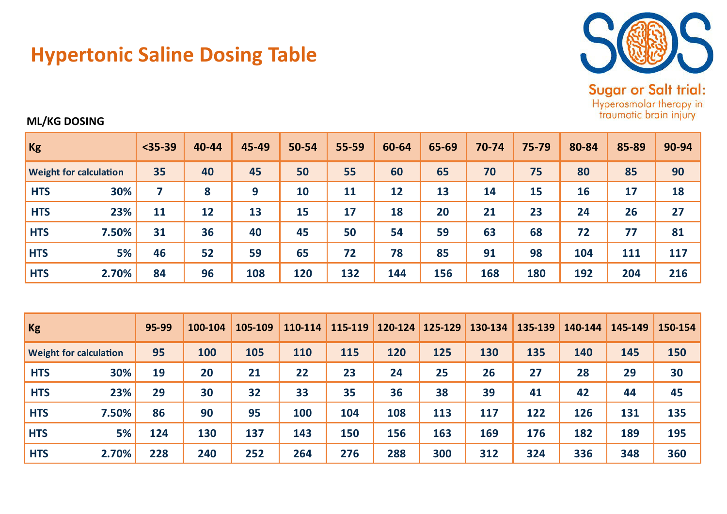# Hypertonic Saline Dosing Table

Sugar or Salt trial:
Hyperosmolar therapy in traumatic brain injury

**ML/KG DOSING**

| Kg | | <35-39 | 40-44 | 45-49 | 50-54 | 55-59 | 60-64 | 65-69 | 70-74 | 75-79 | 80-84 | 85-89 | 90-94 |
|---|---|---|---|---|---|---|---|---|---|---|---|---|---|
| Weight for calculation | | 35 | 40 | 45 | 50 | 55 | 60 | 65 | 70 | 75 | 80 | 85 | 90 |
| HTS | 30% | 7 | 8 | 9 | 10 | 11 | 12 | 13 | 14 | 15 | 16 | 17 | 18 |
| HTS | 23% | 11 | 12 | 13 | 15 | 17 | 18 | 20 | 21 | 23 | 24 | 26 | 27 |
| HTS | 7.50% | 31 | 36 | 40 | 45 | 50 | 54 | 59 | 63 | 68 | 72 | 77 | 81 |
| HTS | 5% | 46 | 52 | 59 | 65 | 72 | 78 | 85 | 91 | 98 | 104 | 111 | 117 |
| HTS | 2.70% | 84 | 96 | 108 | 120 | 132 | 144 | 156 | 168 | 180 | 192 | 204 | 216 |

| Kg | | 95-99 | 100-104 | 105-109 | 110-114 | 115-119 | 120-124 | 125-129 | 130-134 | 135-139 | 140-144 | 145-149 | 150-154 |
|---|---|---|---|---|---|---|---|---|---|---|---|---|---|
| Weight for calculation | | 95 | 100 | 105 | 110 | 115 | 120 | 125 | 130 | 135 | 140 | 145 | 150 |
| HTS | 30% | 19 | 20 | 21 | 22 | 23 | 24 | 25 | 26 | 27 | 28 | 29 | 30 |
| HTS | 23% | 29 | 30 | 32 | 33 | 35 | 36 | 38 | 39 | 41 | 42 | 44 | 45 |
| HTS | 7.50% | 86 | 90 | 95 | 100 | 104 | 108 | 113 | 117 | 122 | 126 | 131 | 135 |
| HTS | 5% | 124 | 130 | 137 | 143 | 150 | 156 | 163 | 169 | 176 | 182 | 189 | 195 |
| HTS | 2.70% | 228 | 240 | 252 | 264 | 276 | 288 | 300 | 312 | 324 | 336 | 348 | 360 |